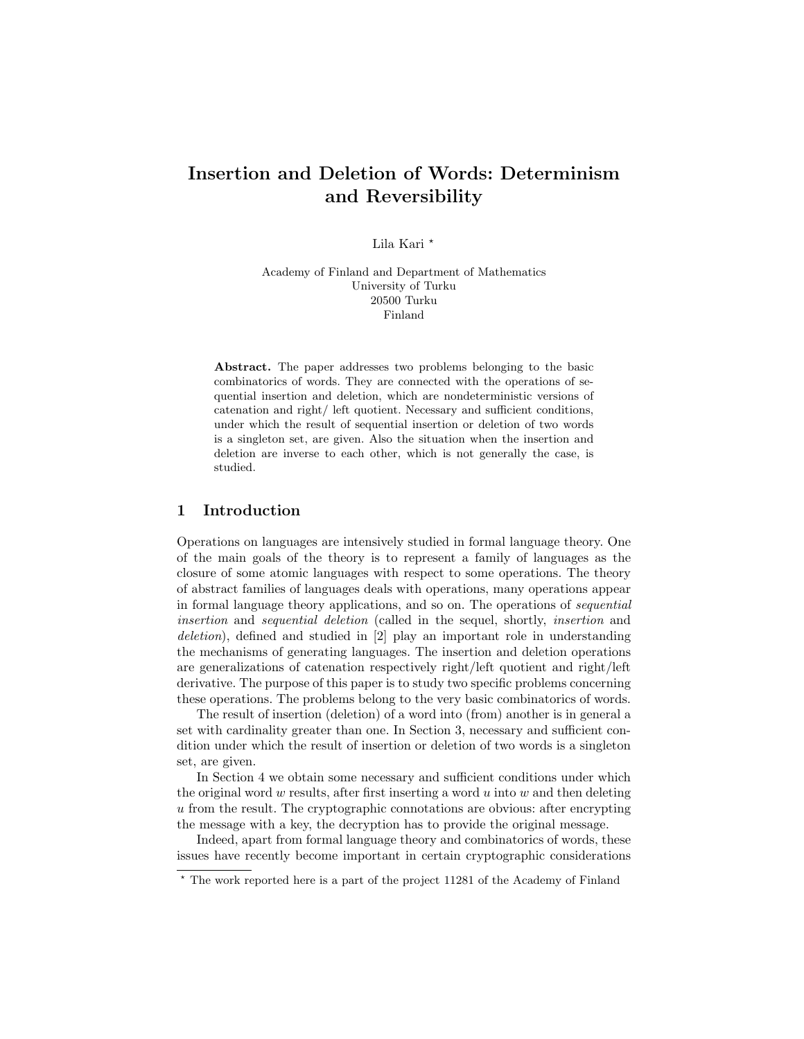# Insertion and Deletion of Words: Determinism and Reversibility

Lila Kari *

Academy of Finland and Department of Mathematics
University of Turku
20500 Turku
Finland

**Abstract.** The paper addresses two problems belonging to the basic combinatorics of words. They are connected with the operations of sequential insertion and deletion, which are nondeterministic versions of catenation and right/ left quotient. Necessary and sufficient conditions, under which the result of sequential insertion or deletion of two words is a singleton set, are given. Also the situation when the insertion and deletion are inverse to each other, which is not generally the case, is studied.

## 1 Introduction

Operations on languages are intensively studied in formal language theory. One of the main goals of the theory is to represent a family of languages as the closure of some atomic languages with respect to some operations. The theory of abstract families of languages deals with operations, many operations appear in formal language theory applications, and so on. The operations of *sequential insertion* and *sequential deletion* (called in the sequel, shortly, *insertion* and *deletion*), defined and studied in [2] play an important role in understanding the mechanisms of generating languages. The insertion and deletion operations are generalizations of catenation respectively right/left quotient and right/left derivative. The purpose of this paper is to study two specific problems concerning these operations. The problems belong to the very basic combinatorics of words.

The result of insertion (deletion) of a word into (from) another is in general a set with cardinality greater than one. In Section 3, necessary and sufficient condition under which the result of insertion or deletion of two words is a singleton set, are given.

In Section 4 we obtain some necessary and sufficient conditions under which the original word $w$ results, after first inserting a word $u$ into $w$ and then deleting $u$ from the result. The cryptographic connotations are obvious: after encrypting the message with a key, the decryption has to provide the original message.

Indeed, apart from formal language theory and combinatorics of words, these issues have recently become important in certain cryptographic considerations

* The work reported here is a part of the project 11281 of the Academy of Finland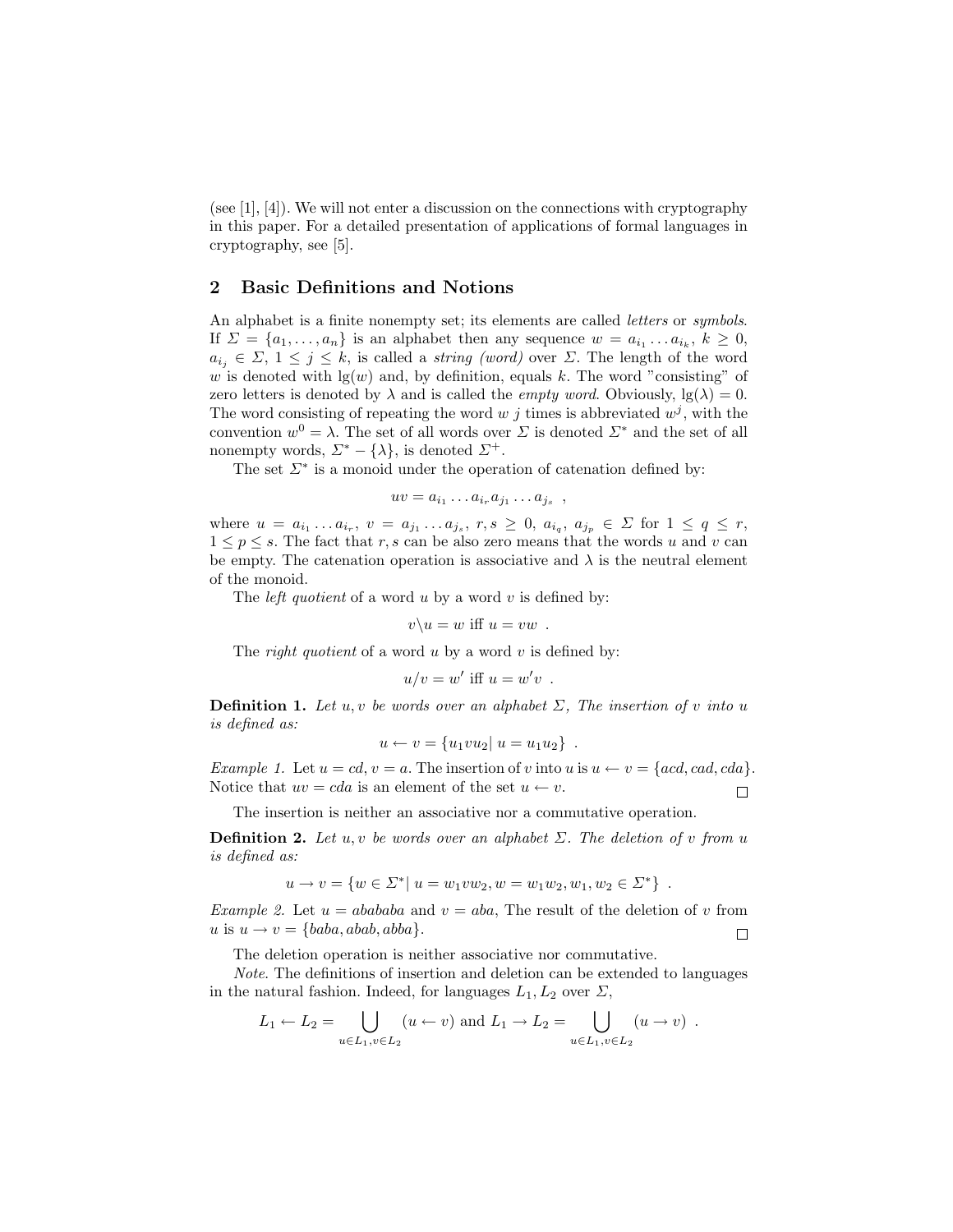(see [1], [4]). We will not enter a discussion on the connections with cryptography in this paper. For a detailed presentation of applications of formal languages in cryptography, see [5].

## 2 Basic Definitions and Notions

An alphabet is a finite nonempty set; its elements are called *letters* or *symbols*. If $\Sigma = \{a_1, \ldots, a_n\}$ is an alphabet then any sequence $w = a_{i_1} \ldots a_{i_k}$, $k \geq 0$, $a_{i_j} \in \Sigma$, $1 \leq j \leq k$, is called a *string (word)* over $\Sigma$. The length of the word $w$ is denoted with $\lg(w)$ and, by definition, equals $k$. The word "consisting" of zero letters is denoted by $\lambda$ and is called the *empty word*. Obviously, $\lg(\lambda) = 0$. The word consisting of repeating the word $w$ $j$ times is abbreviated $w^j$, with the convention $w^0 = \lambda$. The set of all words over $\Sigma$ is denoted $\Sigma^*$ and the set of all nonempty words, $\Sigma^* - \{\lambda\}$, is denoted $\Sigma^+$.

The set $\Sigma^*$ is a monoid under the operation of catenation defined by:

$$uv = a_{i_1} \ldots a_{i_r} a_{j_1} \ldots a_{j_s} \ ,$$

where $u = a_{i_1} \ldots a_{i_r}$, $v = a_{j_1} \ldots a_{j_s}$, $r, s \geq 0$, $a_{i_q}$, $a_{j_p} \in \Sigma$ for $1 \leq q \leq r$, $1 \leq p \leq s$. The fact that $r, s$ can be also zero means that the words $u$ and $v$ can be empty. The catenation operation is associative and $\lambda$ is the neutral element of the monoid.

The *left quotient* of a word $u$ by a word $v$ is defined by:

$$v \backslash u = w \text{ iff } u = vw \ .$$

The *right quotient* of a word $u$ by a word $v$ is defined by:

$$u / v = w' \text{ iff } u = w'v \ .$$

**Definition 1.** *Let $u, v$ be words over an alphabet $\Sigma$, The insertion of $v$ into $u$ is defined as:*

$$u \leftarrow v = \{u_1 v u_2 | \ u = u_1 u_2\} \ .$$

*Example 1.* Let $u = cd$, $v = a$. The insertion of $v$ into $u$ is $u \leftarrow v = \{acd, cad, cda\}$. Notice that $uv = cda$ is an element of the set $u \leftarrow v$. □

The insertion is neither an associative nor a commutative operation.

**Definition 2.** *Let $u, v$ be words over an alphabet $\Sigma$. The deletion of $v$ from $u$ is defined as:*

$$u \rightarrow v = \{w \in \Sigma^* | \ u = w_1 v w_2, w = w_1 w_2, w_1, w_2 \in \Sigma^*\} \ .$$

*Example 2.* Let $u = abababa$ and $v = aba$, The result of the deletion of $v$ from $u$ is $u \rightarrow v = \{baba, abab, abba\}$. □

The deletion operation is neither associative nor commutative.

*Note.* The definitions of insertion and deletion can be extended to languages in the natural fashion. Indeed, for languages $L_1, L_2$ over $\Sigma$,

$$L_1 \leftarrow L_2 = \bigcup_{u \in L_1, v \in L_2} (u \leftarrow v) \text{ and } L_1 \rightarrow L_2 = \bigcup_{u \in L_1, v \in L_2} (u \rightarrow v) \ .$$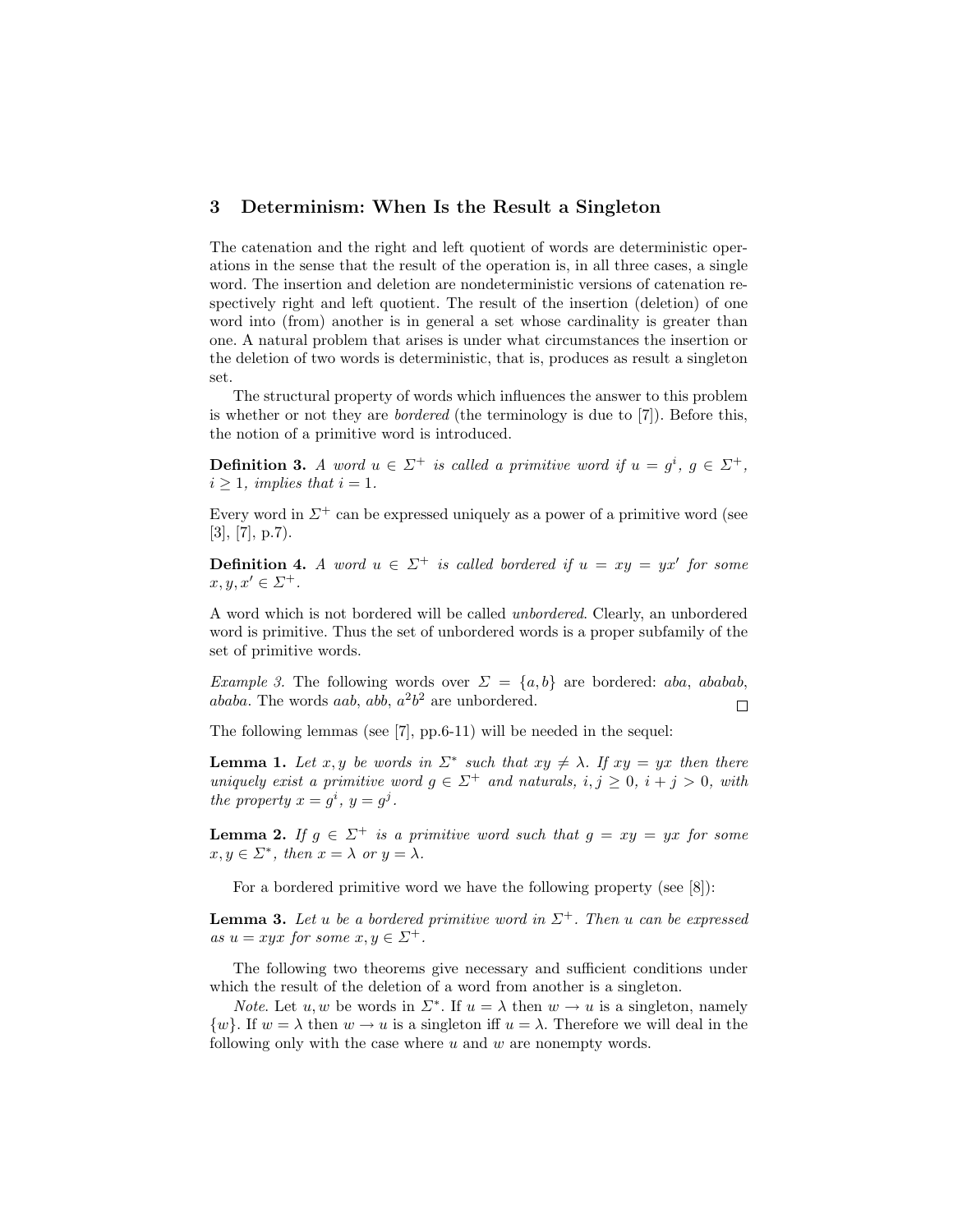## 3 Determinism: When Is the Result a Singleton

The catenation and the right and left quotient of words are deterministic operations in the sense that the result of the operation is, in all three cases, a single word. The insertion and deletion are nondeterministic versions of catenation respectively right and left quotient. The result of the insertion (deletion) of one word into (from) another is in general a set whose cardinality is greater than one. A natural problem that arises is under what circumstances the insertion or the deletion of two words is deterministic, that is, produces as result a singleton set.

The structural property of words which influences the answer to this problem is whether or not they are *bordered* (the terminology is due to [7]). Before this, the notion of a primitive word is introduced.

**Definition 3.** *A word $u \in \Sigma^+$ is called a primitive word if $u = g^i$, $g \in \Sigma^+$, $i \geq 1$, implies that $i = 1$.*

Every word in $\Sigma^+$ can be expressed uniquely as a power of a primitive word (see [3], [7], p.7).

**Definition 4.** *A word $u \in \Sigma^+$ is called bordered if $u = xy = yx'$ for some $x, y, x' \in \Sigma^+$.*

A word which is not bordered will be called *unbordered*. Clearly, an unbordered word is primitive. Thus the set of unbordered words is a proper subfamily of the set of primitive words.

*Example 3.* The following words over $\Sigma = \{a, b\}$ are bordered: $aba$, $ababab$, $ababa$. The words $aab$, $abb$, $a^2b^2$ are unbordered. □

The following lemmas (see [7], pp.6-11) will be needed in the sequel:

**Lemma 1.** *Let $x, y$ be words in $\Sigma^*$ such that $xy \neq \lambda$. If $xy = yx$ then there uniquely exist a primitive word $g \in \Sigma^+$ and naturals, $i, j \geq 0$, $i + j > 0$, with the property $x = g^i$, $y = g^j$.*

**Lemma 2.** *If $g \in \Sigma^+$ is a primitive word such that $g = xy = yx$ for some $x, y \in \Sigma^*$, then $x = \lambda$ or $y = \lambda$.*

For a bordered primitive word we have the following property (see [8]):

**Lemma 3.** *Let $u$ be a bordered primitive word in $\Sigma^+$. Then $u$ can be expressed as $u = xyx$ for some $x, y \in \Sigma^+$.*

The following two theorems give necessary and sufficient conditions under which the result of the deletion of a word from another is a singleton.

*Note.* Let $u, w$ be words in $\Sigma^*$. If $u = \lambda$ then $w \to u$ is a singleton, namely $\{w\}$. If $w = \lambda$ then $w \to u$ is a singleton iff $u = \lambda$. Therefore we will deal in the following only with the case where $u$ and $w$ are nonempty words.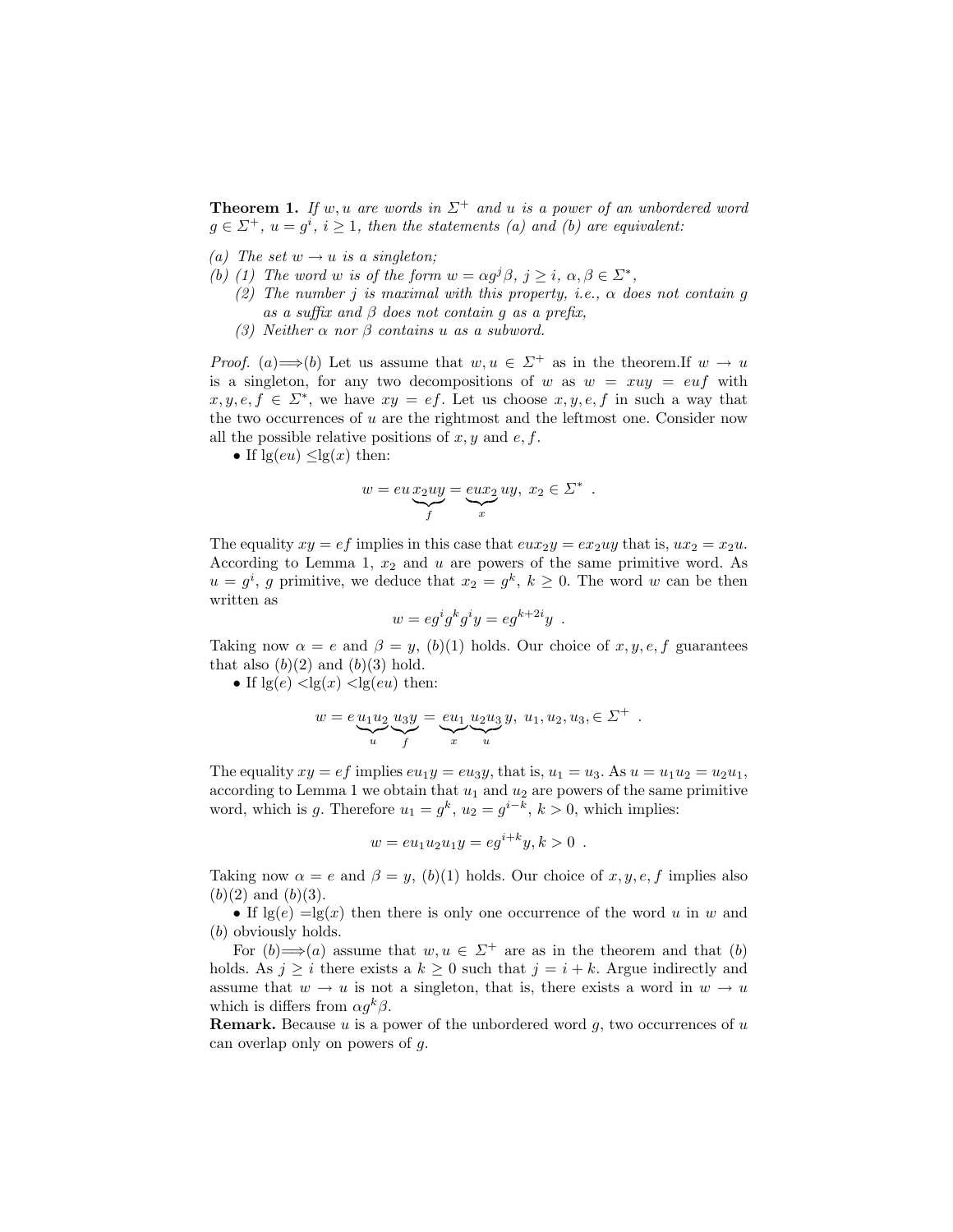**Theorem 1.** *If $w, u$ are words in $\Sigma^+$ and $u$ is a power of an unbordered word $g \in \Sigma^+$, $u = g^i$, $i \geq 1$, then the statements (a) and (b) are equivalent:*

*(a) The set $w \to u$ is a singleton;*

*(b) (1) The word $w$ is of the form $w = \alpha g^j \beta$, $j \geq i$, $\alpha, \beta \in \Sigma^*$,*
*(2) The number $j$ is maximal with this property, i.e., $\alpha$ does not contain $g$ as a suffix and $\beta$ does not contain $g$ as a prefix,*
*(3) Neither $\alpha$ nor $\beta$ contains $u$ as a subword.*

*Proof.* (a)$\Longrightarrow$(b) Let us assume that $w, u \in \Sigma^+$ as in the theorem.If $w \to u$ is a singleton, for any two decompositions of $w$ as $w = xuy = euf$ with $x, y, e, f \in \Sigma^*$, we have $xy = ef$. Let us choose $x, y, e, f$ in such a way that the two occurrences of $u$ are the rightmost and the leftmost one. Consider now all the possible relative positions of $x, y$ and $e, f$.

• If $\lg(eu) \leq \lg(x)$ then:

$$w = eu\underbrace{x_2uy}_{f} = \underbrace{eux_2}_{x}uy, \; x_2 \in \Sigma^* \; .$$

The equality $xy = ef$ implies in this case that $eux_2y = ex_2uy$ that is, $ux_2 = x_2u$. According to Lemma 1, $x_2$ and $u$ are powers of the same primitive word. As $u = g^i$, $g$ primitive, we deduce that $x_2 = g^k$, $k \geq 0$. The word $w$ can be then written as

$$w = eg^ig^kg^iy = eg^{k+2i}y \; .$$

Taking now $\alpha = e$ and $\beta = y$, $(b)(1)$ holds. Our choice of $x, y, e, f$ guarantees that also $(b)(2)$ and $(b)(3)$ hold.

• If $\lg(e) < \lg(x) < \lg(eu)$ then:

$$w = e\underbrace{u_1u_2}_{u}\underbrace{u_3y}_{f} = \underbrace{eu_1}_{x}\underbrace{u_2u_3}_{u}y, \; u_1, u_2, u_3, \in \Sigma^+ \; .$$

The equality $xy = ef$ implies $eu_1y = eu_3y$, that is, $u_1 = u_3$. As $u = u_1u_2 = u_2u_1$, according to Lemma 1 we obtain that $u_1$ and $u_2$ are powers of the same primitive word, which is $g$. Therefore $u_1 = g^k$, $u_2 = g^{i-k}$, $k > 0$, which implies:

$$w = eu_1u_2u_1y = eg^{i+k}y, k > 0 \; .$$

Taking now $\alpha = e$ and $\beta = y$, $(b)(1)$ holds. Our choice of $x, y, e, f$ implies also $(b)(2)$ and $(b)(3)$.

• If $\lg(e) = \lg(x)$ then there is only one occurrence of the word $u$ in $w$ and $(b)$ obviously holds.

For $(b) \Longrightarrow (a)$ assume that $w, u \in \Sigma^+$ are as in the theorem and that $(b)$ holds. As $j \geq i$ there exists a $k \geq 0$ such that $j = i + k$. Argue indirectly and assume that $w \to u$ is not a singleton, that is, there exists a word in $w \to u$ which is differs from $\alpha g^k \beta$.

**Remark.** Because $u$ is a power of the unbordered word $g$, two occurrences of $u$ can overlap only on powers of $g$.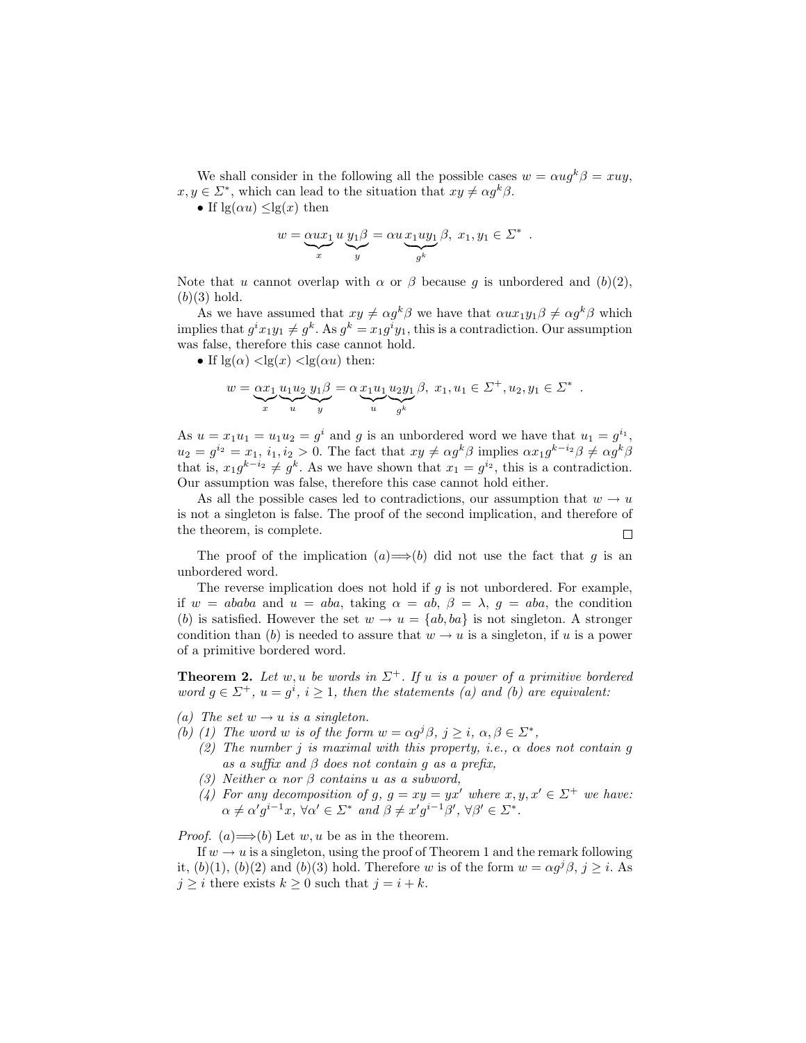We shall consider in the following all the possible cases $w = \alpha u g^k \beta = xuy$, $x, y \in \Sigma^*$, which can lead to the situation that $xy \neq \alpha g^k \beta$.

• If $\lg(\alpha u) \leq \lg(x)$ then

$$w = \underbrace{\alpha u x_1}_{x} \, u \, \underbrace{y_1 \beta}_{y} = \alpha u \underbrace{x_1 u y_1}_{g^k} \beta, \; x_1, y_1 \in \Sigma^* \; .$$

Note that $u$ cannot overlap with $\alpha$ or $\beta$ because $g$ is unbordered and $(b)(2)$, $(b)(3)$ hold.

As we have assumed that $xy \neq \alpha g^k \beta$ we have that $\alpha u x_1 y_1 \beta \neq \alpha g^k \beta$ which implies that $g^i x_1 y_1 \neq g^k$. As $g^k = x_1 g^i y_1$, this is a contradiction. Our assumption was false, therefore this case cannot hold.

• If $\lg(\alpha) < \lg(x) < \lg(\alpha u)$ then:

$$w = \underbrace{\alpha x_1}_{x} \underbrace{u_1 u_2}_{u} \underbrace{y_1 \beta}_{y} = \alpha \underbrace{x_1 u_1}_{u} \underbrace{u_2 y_1}_{g^k} \beta, \; x_1, u_1 \in \Sigma^+, u_2, y_1 \in \Sigma^* \; .$$

As $u = x_1 u_1 = u_1 u_2 = g^i$ and $g$ is an unbordered word we have that $u_1 = g^{i_1}$, $u_2 = g^{i_2} = x_1$, $i_1, i_2 > 0$. The fact that $xy \neq \alpha g^k \beta$ implies $\alpha x_1 g^{k-i_2} \beta \neq \alpha g^k \beta$ that is, $x_1 g^{k-i_2} \neq g^k$. As we have shown that $x_1 = g^{i_2}$, this is a contradiction. Our assumption was false, therefore this case cannot hold either.

As all the possible cases led to contradictions, our assumption that $w \to u$ is not a singleton is false. The proof of the second implication, and therefore of the theorem, is complete. $\square$

The proof of the implication $(a) \Longrightarrow (b)$ did not use the fact that $g$ is an unbordered word.

The reverse implication does not hold if $g$ is not unbordered. For example, if $w = ababa$ and $u = aba$, taking $\alpha = ab$, $\beta = \lambda$, $g = aba$, the condition $(b)$ is satisfied. However the set $w \to u = \{ab, ba\}$ is not singleton. A stronger condition than $(b)$ is needed to assure that $w \to u$ is a singleton, if $u$ is a power of a primitive bordered word.

**Theorem 2.** *Let $w, u$ be words in $\Sigma^+$. If $u$ is a power of a primitive bordered word $g \in \Sigma^+$, $u = g^i$, $i \geq 1$, then the statements (a) and (b) are equivalent:*

*(a) The set $w \to u$ is a singleton.*

*(b) (1) The word $w$ is of the form $w = \alpha g^j \beta$, $j \geq i$, $\alpha, \beta \in \Sigma^*$,*

*(2) The number $j$ is maximal with this property, i.e., $\alpha$ does not contain $g$ as a suffix and $\beta$ does not contain $g$ as a prefix,*

*(3) Neither $\alpha$ nor $\beta$ contains $u$ as a subword,*

*(4) For any decomposition of $g$, $g = xy = yx'$ where $x, y, x' \in \Sigma^+$ we have: $\alpha \neq \alpha' g^{i-1} x$, $\forall \alpha' \in \Sigma^*$ and $\beta \neq x' g^{i-1} \beta'$, $\forall \beta' \in \Sigma^*$.*

*Proof.* $(a) \Longrightarrow (b)$ Let $w, u$ be as in the theorem.

If $w \to u$ is a singleton, using the proof of Theorem 1 and the remark following it, $(b)(1)$, $(b)(2)$ and $(b)(3)$ hold. Therefore $w$ is of the form $w = \alpha g^j \beta$, $j \geq i$. As $j \geq i$ there exists $k \geq 0$ such that $j = i + k$.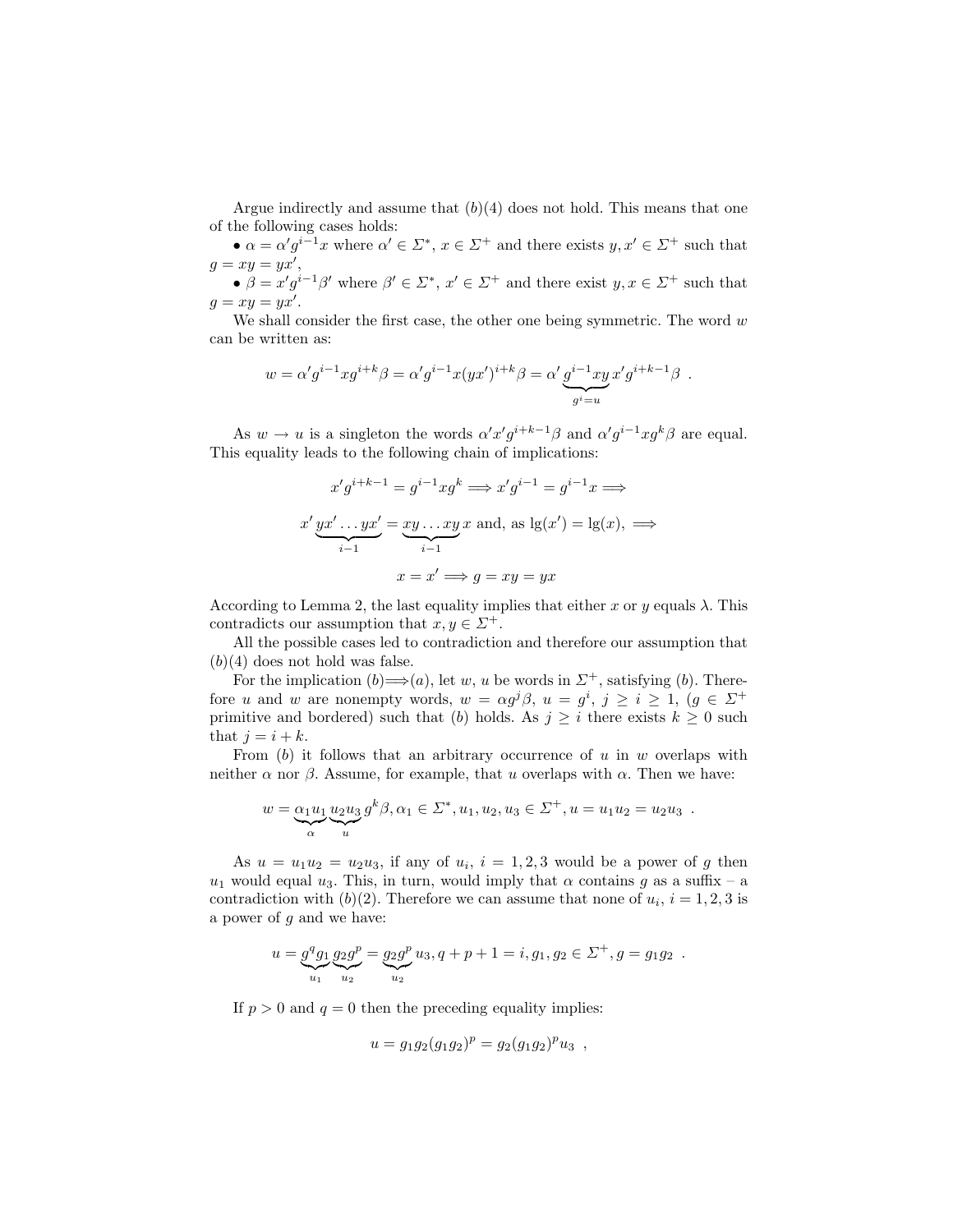Argue indirectly and assume that $(b)(4)$ does not hold. This means that one of the following cases holds:

• $\alpha = \alpha' g^{i-1} x$ where $\alpha' \in \Sigma^*$, $x \in \Sigma^+$ and there exists $y, x' \in \Sigma^+$ such that $g = xy = yx'$,

• $\beta = x' g^{i-1} \beta'$ where $\beta' \in \Sigma^*$, $x' \in \Sigma^+$ and there exist $y, x \in \Sigma^+$ such that $g = xy = yx'$.

We shall consider the first case, the other one being symmetric. The word $w$ can be written as:

$$w = \alpha' g^{i-1} x g^{i+k} \beta = \alpha' g^{i-1} x (yx')^{i+k} \beta = \alpha' \underbrace{g^{i-1} xy}_{g^i = u} x' g^{i+k-1} \beta \ .$$

As $w \to u$ is a singleton the words $\alpha' x' g^{i+k-1} \beta$ and $\alpha' g^{i-1} x g^k \beta$ are equal. This equality leads to the following chain of implications:

$$x' g^{i+k-1} = g^{i-1} x g^k \Longrightarrow x' g^{i-1} = g^{i-1} x \Longrightarrow$$

$$x' \underbrace{yx' \dots yx'}_{i-1} = \underbrace{xy \dots xy}_{i-1} x \text{ and, as } \lg(x') = \lg(x), \Longrightarrow$$

$$x = x' \Longrightarrow g = xy = yx$$

According to Lemma 2, the last equality implies that either $x$ or $y$ equals $\lambda$. This contradicts our assumption that $x, y \in \Sigma^+$.

All the possible cases led to contradiction and therefore our assumption that $(b)(4)$ does not hold was false.

For the implication $(b) \Longrightarrow (a)$, let $w$, $u$ be words in $\Sigma^+$, satisfying $(b)$. Therefore $u$ and $w$ are nonempty words, $w = \alpha g^j \beta$, $u = g^i$, $j \geq i \geq 1$, ($g \in \Sigma^+$ primitive and bordered) such that $(b)$ holds. As $j \geq i$ there exists $k \geq 0$ such that $j = i + k$.

From $(b)$ it follows that an arbitrary occurrence of $u$ in $w$ overlaps with neither $\alpha$ nor $\beta$. Assume, for example, that $u$ overlaps with $\alpha$. Then we have:

$$w = \underbrace{\alpha_1 u_1}_{\alpha} \underbrace{u_2 u_3}_{u} g^k \beta, \alpha_1 \in \Sigma^*, u_1, u_2, u_3 \in \Sigma^+, u = u_1 u_2 = u_2 u_3 \ .$$

As $u = u_1 u_2 = u_2 u_3$, if any of $u_i$, $i = 1, 2, 3$ would be a power of $g$ then $u_1$ would equal $u_3$. This, in turn, would imply that $\alpha$ contains $g$ as a suffix – a contradiction with $(b)(2)$. Therefore we can assume that none of $u_i$, $i = 1, 2, 3$ is a power of $g$ and we have:

$$u = \underbrace{g^q g_1}_{u_1} \underbrace{g_2 g^p}_{u_2} = \underbrace{g_2 g^p}_{u_2} u_3, q + p + 1 = i, g_1, g_2 \in \Sigma^+, g = g_1 g_2 \ .$$

If $p > 0$ and $q = 0$ then the preceding equality implies:

$$u = g_1 g_2 (g_1 g_2)^p = g_2 (g_1 g_2)^p u_3 \ ,$$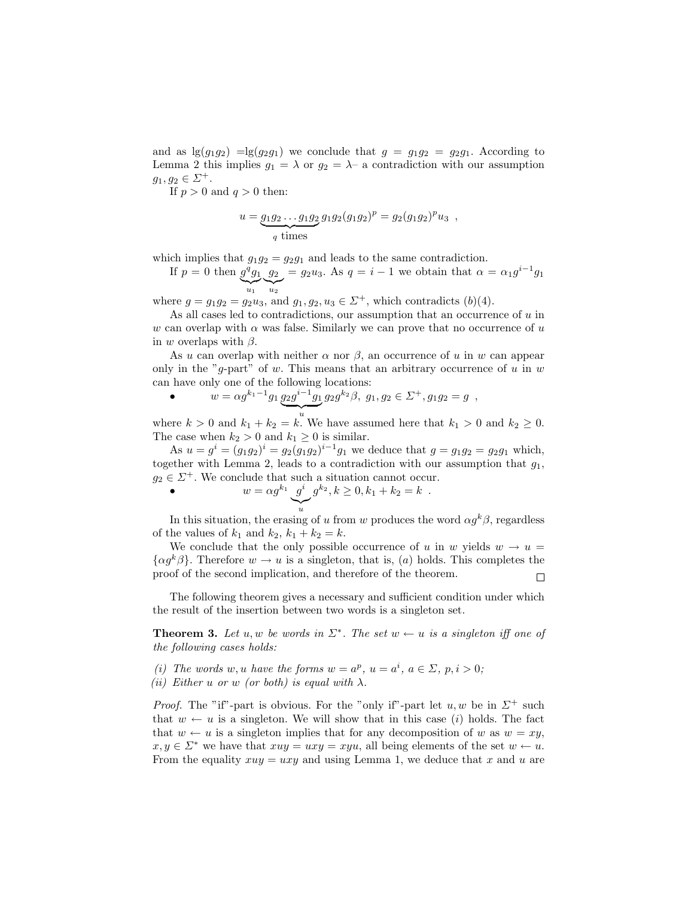and as $\lg(g_1g_2) = \lg(g_2g_1)$ we conclude that $g = g_1g_2 = g_2g_1$. According to Lemma 2 this implies $g_1 = \lambda$ or $g_2 = \lambda$– a contradiction with our assumption $g_1, g_2 \in \Sigma^+$.

If $p > 0$ and $q > 0$ then:

$$u = \underbrace{g_1g_2 \ldots g_1g_2}_{q \text{ times}} g_1g_2(g_1g_2)^p = g_2(g_1g_2)^p u_3 \ ,$$

which implies that $g_1g_2 = g_2g_1$ and leads to the same contradiction.

If $p = 0$ then $\underbrace{g^q g_1}_{u_1} \underbrace{g_2}_{u_2} = g_2u_3$. As $q = i-1$ we obtain that $\alpha = \alpha_1 g^{i-1} g_1$ where $g = g_1g_2 = g_2u_3$, and $g_1, g_2, u_3 \in \Sigma^+$, which contradicts $(b)(4)$.

As all cases led to contradictions, our assumption that an occurrence of $u$ in $w$ can overlap with $\alpha$ was false. Similarly we can prove that no occurrence of $u$ in $w$ overlaps with $\beta$.

As $u$ can overlap with neither $\alpha$ nor $\beta$, an occurrence of $u$ in $w$ can appear only in the "$g$-part" of $w$. This means that an arbitrary occurrence of $u$ in $w$ can have only one of the following locations:

- $$w = \alpha g^{k_1-1} g_1 \underbrace{g_2 g^{i-1} g_1}_{u} g_2 g^{k_2} \beta, \ g_1, g_2 \in \Sigma^+, g_1g_2 = g \ ,$$

where $k > 0$ and $k_1 + k_2 = k$. We have assumed here that $k_1 > 0$ and $k_2 \geq 0$. The case when $k_2 > 0$ and $k_1 \geq 0$ is similar.

As $u = g^i = (g_1g_2)^i = g_2(g_1g_2)^{i-1}g_1$ we deduce that $g = g_1g_2 = g_2g_1$ which, together with Lemma 2, leads to a contradiction with our assumption that $g_1$, $g_2 \in \Sigma^+$. We conclude that such a situation cannot occur.

- $$w = \alpha g^{k_1} \underbrace{g^i}_{u} g^{k_2}, k \geq 0, k_1 + k_2 = k \ .$$

In this situation, the erasing of $u$ from $w$ produces the word $\alpha g^k \beta$, regardless of the values of $k_1$ and $k_2$, $k_1 + k_2 = k$.

We conclude that the only possible occurrence of $u$ in $w$ yields $w \to u = \{\alpha g^k \beta\}$. Therefore $w \to u$ is a singleton, that is, $(a)$ holds. This completes the proof of the second implication, and therefore of the theorem. □

The following theorem gives a necessary and sufficient condition under which the result of the insertion between two words is a singleton set.

**Theorem 3.** *Let $u, w$ be words in $\Sigma^*$. The set $w \leftarrow u$ is a singleton iff one of the following cases holds:*

*(i) The words $w, u$ have the forms $w = a^p$, $u = a^i$, $a \in \Sigma$, $p, i > 0$;*
*(ii) Either $u$ or $w$ (or both) is equal with $\lambda$.*

*Proof.* The "if"-part is obvious. For the "only if"-part let $u, w$ be in $\Sigma^+$ such that $w \leftarrow u$ is a singleton. We will show that in this case $(i)$ holds. The fact that $w \leftarrow u$ is a singleton implies that for any decomposition of $w$ as $w = xy$, $x, y \in \Sigma^*$ we have that $xuy = uxy = xyu$, all being elements of the set $w \leftarrow u$. From the equality $xuy = uxy$ and using Lemma 1, we deduce that $x$ and $u$ are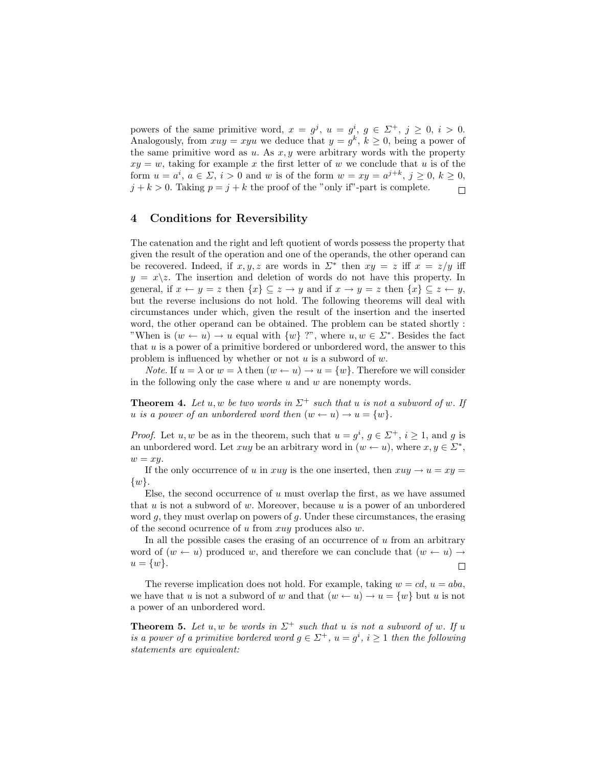powers of the same primitive word, $x = g^j$, $u = g^i$, $g \in \Sigma^+$, $j \geq 0$, $i > 0$. Analogously, from $xuy = xyu$ we deduce that $y = g^k$, $k \geq 0$, being a power of the same primitive word as $u$. As $x, y$ were arbitrary words with the property $xy = w$, taking for example $x$ the first letter of $w$ we conclude that $u$ is of the form $u = a^i$, $a \in \Sigma$, $i > 0$ and $w$ is of the form $w = xy = a^{j+k}$, $j \geq 0$, $k \geq 0$, $j + k > 0$. Taking $p = j + k$ the proof of the "only if"-part is complete. □

## 4 Conditions for Reversibility

The catenation and the right and left quotient of words possess the property that given the result of the operation and one of the operands, the other operand can be recovered. Indeed, if $x, y, z$ are words in $\Sigma^*$ then $xy = z$ iff $x = z/y$ iff $y = x\backslash z$. The insertion and deletion of words do not have this property. In general, if $x \leftarrow y = z$ then $\{x\} \subseteq z \rightarrow y$ and if $x \rightarrow y = z$ then $\{x\} \subseteq z \leftarrow y$, but the reverse inclusions do not hold. The following theorems will deal with circumstances under which, given the result of the insertion and the inserted word, the other operand can be obtained. The problem can be stated shortly : "When is $(w \leftarrow u) \rightarrow u$ equal with $\{w\}$ ?", where $u, w \in \Sigma^*$. Besides the fact that $u$ is a power of a primitive bordered or unbordered word, the answer to this problem is influenced by whether or not $u$ is a subword of $w$.

*Note.* If $u = \lambda$ or $w = \lambda$ then $(w \leftarrow u) \rightarrow u = \{w\}$. Therefore we will consider in the following only the case where $u$ and $w$ are nonempty words.

**Theorem 4.** *Let $u, w$ be two words in $\Sigma^+$ such that $u$ is not a subword of $w$. If $u$ is a power of an unbordered word then $(w \leftarrow u) \rightarrow u = \{w\}$.*

*Proof.* Let $u, w$ be as in the theorem, such that $u = g^i$, $g \in \Sigma^+$, $i \geq 1$, and $g$ is an unbordered word. Let $xuy$ be an arbitrary word in $(w \leftarrow u)$, where $x, y \in \Sigma^*$, $w = xy$.

If the only occurrence of $u$ in $xuy$ is the one inserted, then $xuy \rightarrow u = xy = \{w\}$.

Else, the second occurrence of $u$ must overlap the first, as we have assumed that $u$ is not a subword of $w$. Moreover, because $u$ is a power of an unbordered word $g$, they must overlap on powers of $g$. Under these circumstances, the erasing of the second ocurrence of $u$ from $xuy$ produces also $w$.

In all the possible cases the erasing of an occurrence of $u$ from an arbitrary word of $(w \leftarrow u)$ produced $w$, and therefore we can conclude that $(w \leftarrow u) \rightarrow u = \{w\}$. □

The reverse implication does not hold. For example, taking $w = cd$, $u = aba$, we have that $u$ is not a subword of $w$ and that $(w \leftarrow u) \rightarrow u = \{w\}$ but $u$ is not a power of an unbordered word.

**Theorem 5.** *Let $u, w$ be words in $\Sigma^+$ such that $u$ is not a subword of $w$. If $u$ is a power of a primitive bordered word $g \in \Sigma^+$, $u = g^i$, $i \geq 1$ then the following statements are equivalent:*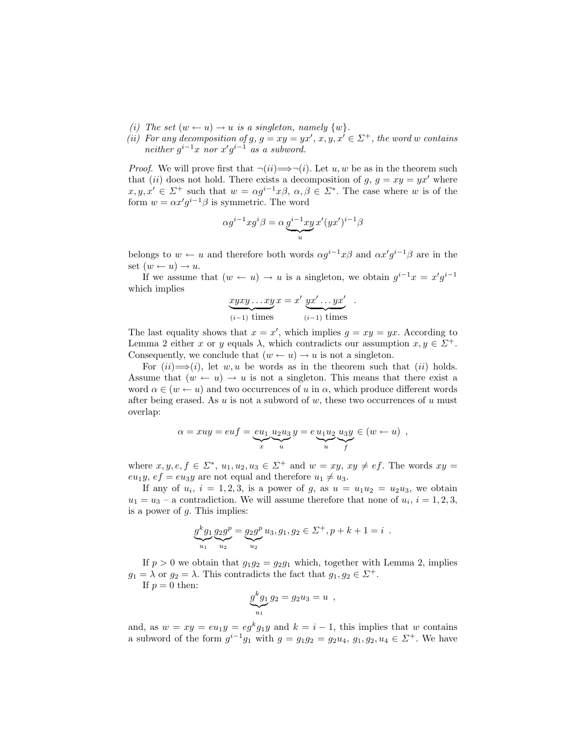*(i) The set $(w \leftarrow u) \rightarrow u$ is a singleton, namely $\{w\}$.*

*(ii) For any decomposition of $g$, $g = xy = yx'$, $x, y, x' \in \Sigma^+$, the word $w$ contains neither $g^{i-1}x$ nor $x'g^{i-1}$ as a subword.*

*Proof.* We will prove first that $\neg(ii) \Longrightarrow \neg(i)$. Let $u, w$ be as in the theorem such that $(ii)$ does not hold. There exists a decomposition of $g$, $g = xy = yx'$ where $x, y, x' \in \Sigma^+$ such that $w = \alpha g^{i-1} x \beta$, $\alpha, \beta \in \Sigma^*$. The case where $w$ is of the form $w = \alpha x' g^{i-1} \beta$ is symmetric. The word

$$\alpha g^{i-1} x g^i \beta = \alpha \underbrace{g^{i-1} x y}_{u} x' (yx')^{i-1} \beta$$

belongs to $w \leftarrow u$ and therefore both words $\alpha g^{i-1} x \beta$ and $\alpha x' g^{i-1} \beta$ are in the set $(w \leftarrow u) \rightarrow u$.

If we assume that $(w \leftarrow u) \rightarrow u$ is a singleton, we obtain $g^{i-1}x = x'g^{i-1}$ which implies

$$\underbrace{xyxy \ldots xy}_{(i-1) \text{ times}} x = x' \underbrace{yx' \ldots yx'}_{(i-1) \text{ times}} \ .$$

The last equality shows that $x = x'$, which implies $g = xy = yx$. According to Lemma 2 either $x$ or $y$ equals $\lambda$, which contradicts our assumption $x, y \in \Sigma^+$. Consequently, we conclude that $(w \leftarrow u) \rightarrow u$ is not a singleton.

For $(ii) \Longrightarrow (i)$, let $w, u$ be words as in the theorem such that $(ii)$ holds. Assume that $(w \leftarrow u) \rightarrow u$ is not a singleton. This means that there exist a word $\alpha \in (w \leftarrow u)$ and two occurrences of $u$ in $\alpha$, which produce different words after being erased. As $u$ is not a subword of $w$, these two occurrences of $u$ must overlap:

$$\alpha = xuy = euf = \underbrace{eu_1}_{x} \underbrace{u_2 u_3}_{u} y = e \underbrace{u_1 u_2}_{u} \underbrace{u_3 y}_{f} \in (w \leftarrow u) \ ,$$

where $x, y, e, f \in \Sigma^*$, $u_1, u_2, u_3 \in \Sigma^+$ and $w = xy$, $xy \neq ef$. The words $xy = eu_1y$, $ef = eu_3y$ are not equal and therefore $u_1 \neq u_3$.

If any of $u_i$, $i = 1, 2, 3$, is a power of $g$, as $u = u_1u_2 = u_2u_3$, we obtain $u_1 = u_3$ – a contradiction. We will assume therefore that none of $u_i$, $i = 1, 2, 3$, is a power of $g$. This implies:

$$\underbrace{g^k g_1}_{u_1} \underbrace{g_2 g^p}_{u_2} = \underbrace{g_2 g^p}_{u_2} u_3, g_1, g_2 \in \Sigma^+, p + k + 1 = i \ .$$

If $p > 0$ we obtain that $g_1 g_2 = g_2 g_1$ which, together with Lemma 2, implies $g_1 = \lambda$ or $g_2 = \lambda$. This contradicts the fact that $g_1, g_2 \in \Sigma^+$.

If $p = 0$ then:

$$\underbrace{g^k g_1}_{u_1} g_2 = g_2 u_3 = u \ ,$$

and, as $w = xy = eu_1y = eg^kg_1y$ and $k = i - 1$, this implies that $w$ contains a subword of the form $g^{i-1}g_1$ with $g = g_1g_2 = g_2u_4$, $g_1, g_2, u_4 \in \Sigma^+$. We have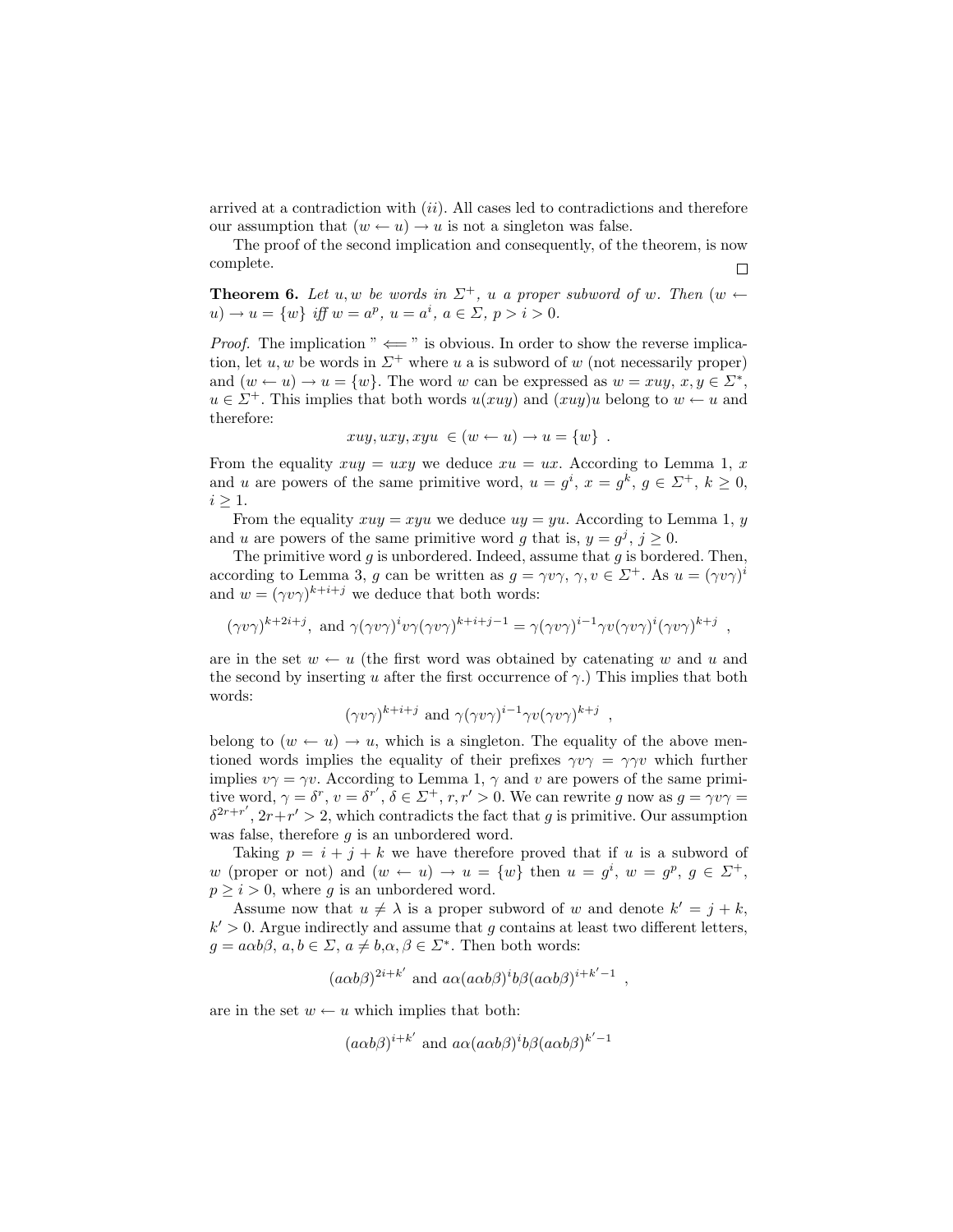arrived at a contradiction with $(ii)$. All cases led to contradictions and therefore our assumption that $(w \leftarrow u) \rightarrow u$ is not a singleton was false.

The proof of the second implication and consequently, of the theorem, is now complete. □

**Theorem 6.** *Let $u, w$ be words in $\Sigma^+$, $u$ a proper subword of $w$. Then $(w \leftarrow u) \rightarrow u = \{w\}$ iff $w = a^p$, $u = a^i$, $a \in \Sigma$, $p > i > 0$.*

*Proof.* The implication " $\Longleftarrow$ " is obvious. In order to show the reverse implication, let $u, w$ be words in $\Sigma^+$ where $u$ a is subword of $w$ (not necessarily proper) and $(w \leftarrow u) \rightarrow u = \{w\}$. The word $w$ can be expressed as $w = xuy$, $x, y \in \Sigma^*$, $u \in \Sigma^+$. This implies that both words $u(xuy)$ and $(xuy)u$ belong to $w \leftarrow u$ and therefore:

$$xuy, uxy, xyu \in (w \leftarrow u) \rightarrow u = \{w\} \ .$$

From the equality $xuy = uxy$ we deduce $xu = ux$. According to Lemma 1, $x$ and $u$ are powers of the same primitive word, $u = g^i$, $x = g^k$, $g \in \Sigma^+$, $k \geq 0$, $i \geq 1$.

From the equality $xuy = xyu$ we deduce $uy = yu$. According to Lemma 1, $y$ and $u$ are powers of the same primitive word $g$ that is, $y = g^j$, $j \geq 0$.

The primitive word $g$ is unbordered. Indeed, assume that $g$ is bordered. Then, according to Lemma 3, $g$ can be written as $g = \gamma v \gamma$, $\gamma, v \in \Sigma^+$. As $u = (\gamma v \gamma)^i$ and $w = (\gamma v \gamma)^{k+i+j}$ we deduce that both words:

$$(\gamma v \gamma)^{k+2i+j}, \text{ and } \gamma(\gamma v \gamma)^i v \gamma(\gamma v \gamma)^{k+i+j-1} = \gamma(\gamma v \gamma)^{i-1} \gamma v (\gamma v \gamma)^i (\gamma v \gamma)^{k+j} \ ,$$

are in the set $w \leftarrow u$ (the first word was obtained by catenating $w$ and $u$ and the second by inserting $u$ after the first occurrence of $\gamma$.) This implies that both words:

$$(\gamma v \gamma)^{k+i+j} \text{ and } \gamma(\gamma v \gamma)^{i-1} \gamma v (\gamma v \gamma)^{k+j} \ ,$$

belong to $(w \leftarrow u) \rightarrow u$, which is a singleton. The equality of the above mentioned words implies the equality of their prefixes $\gamma v \gamma = \gamma \gamma v$ which further implies $v\gamma = \gamma v$. According to Lemma 1, $\gamma$ and $v$ are powers of the same primitive word, $\gamma = \delta^r$, $v = \delta^{r'}$, $\delta \in \Sigma^+$, $r, r' > 0$. We can rewrite $g$ now as $g = \gamma v \gamma = \delta^{2r+r'}$, $2r + r' > 2$, which contradicts the fact that $g$ is primitive. Our assumption was false, therefore $g$ is an unbordered word.

Taking $p = i + j + k$ we have therefore proved that if $u$ is a subword of $w$ (proper or not) and $(w \leftarrow u) \rightarrow u = \{w\}$ then $u = g^i$, $w = g^p$, $g \in \Sigma^+$, $p \geq i > 0$, where $g$ is an unbordered word.

Assume now that $u \neq \lambda$ is a proper subword of $w$ and denote $k' = j + k$, $k' > 0$. Argue indirectly and assume that $g$ contains at least two different letters, $g = a\alpha b\beta$, $a, b \in \Sigma$, $a \neq b$,$\alpha, \beta \in \Sigma^*$. Then both words:

$$(a\alpha b\beta)^{2i+k'} \text{ and } a\alpha(a\alpha b\beta)^i b\beta(a\alpha b\beta)^{i+k'-1} \ ,$$

are in the set $w \leftarrow u$ which implies that both:

$$(a\alpha b\beta)^{i+k'} \text{ and } a\alpha(a\alpha b\beta)^i b\beta(a\alpha b\beta)^{k'-1}$$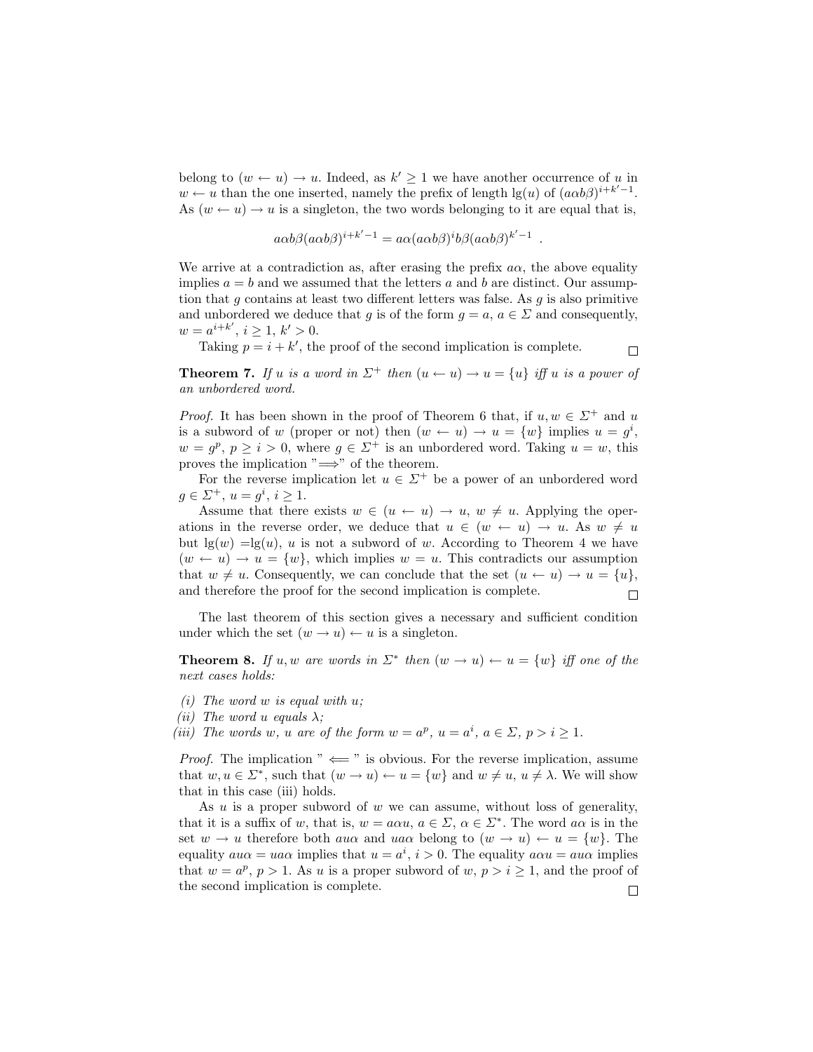belong to $(w \leftarrow u) \rightarrow u$. Indeed, as $k' \geq 1$ we have another occurrence of $u$ in $w \leftarrow u$ than the one inserted, namely the prefix of length $\lg(u)$ of $(a\alpha b\beta)^{i+k'-1}$. As $(w \leftarrow u) \rightarrow u$ is a singleton, the two words belonging to it are equal that is,

$$a\alpha b\beta(a\alpha b\beta)^{i+k'-1} = a\alpha(a\alpha b\beta)^{i} b\beta(a\alpha b\beta)^{k'-1} \ .$$

We arrive at a contradiction as, after erasing the prefix $a\alpha$, the above equality implies $a = b$ and we assumed that the letters $a$ and $b$ are distinct. Our assumption that $g$ contains at least two different letters was false. As $g$ is also primitive and unbordered we deduce that $g$ is of the form $g = a$, $a \in \Sigma$ and consequently, $w = a^{i+k'}$, $i \geq 1$, $k' > 0$.

Taking $p = i + k'$, the proof of the second implication is complete. □

**Theorem 7.** *If $u$ is a word in $\Sigma^+$ then $(u \leftarrow u) \rightarrow u = \{u\}$ iff $u$ is a power of an unbordered word.*

*Proof.* It has been shown in the proof of Theorem 6 that, if $u, w \in \Sigma^+$ and $u$ is a subword of $w$ (proper or not) then $(w \leftarrow u) \rightarrow u = \{w\}$ implies $u = g^i$, $w = g^p$, $p \geq i > 0$, where $g \in \Sigma^+$ is an unbordered word. Taking $u = w$, this proves the implication "$\Longrightarrow$" of the theorem.

For the reverse implication let $u \in \Sigma^+$ be a power of an unbordered word $g \in \Sigma^+$, $u = g^i$, $i \geq 1$.

Assume that there exists $w \in (u \leftarrow u) \rightarrow u$, $w \neq u$. Applying the operations in the reverse order, we deduce that $u \in (w \leftarrow u) \rightarrow u$. As $w \neq u$ but $\lg(w) = \lg(u)$, $u$ is not a subword of $w$. According to Theorem 4 we have $(w \leftarrow u) \rightarrow u = \{w\}$, which implies $w = u$. This contradicts our assumption that $w \neq u$. Consequently, we can conclude that the set $(u \leftarrow u) \rightarrow u = \{u\}$, and therefore the proof for the second implication is complete. □

The last theorem of this section gives a necessary and sufficient condition under which the set $(w \rightarrow u) \leftarrow u$ is a singleton.

**Theorem 8.** *If $u, w$ are words in $\Sigma^*$ then $(w \rightarrow u) \leftarrow u = \{w\}$ iff one of the next cases holds:*

*(i) The word $w$ is equal with $u$;*
*(ii) The word $u$ equals $\lambda$;*
*(iii) The words $w$, $u$ are of the form $w = a^p$, $u = a^i$, $a \in \Sigma$, $p > i \geq 1$.*

*Proof.* The implication " $\Longleftarrow$ " is obvious. For the reverse implication, assume that $w, u \in \Sigma^*$, such that $(w \rightarrow u) \leftarrow u = \{w\}$ and $w \neq u$, $u \neq \lambda$. We will show that in this case (iii) holds.

As $u$ is a proper subword of $w$ we can assume, without loss of generality, that it is a suffix of $w$, that is, $w = a\alpha u$, $a \in \Sigma$, $\alpha \in \Sigma^*$. The word $a\alpha$ is in the set $w \rightarrow u$ therefore both $au\alpha$ and $ua\alpha$ belong to $(w \rightarrow u) \leftarrow u = \{w\}$. The equality $au\alpha = ua\alpha$ implies that $u = a^i$, $i > 0$. The equality $a\alpha u = au\alpha$ implies that $w = a^p$, $p > 1$. As $u$ is a proper subword of $w$, $p > i \geq 1$, and the proof of the second implication is complete. □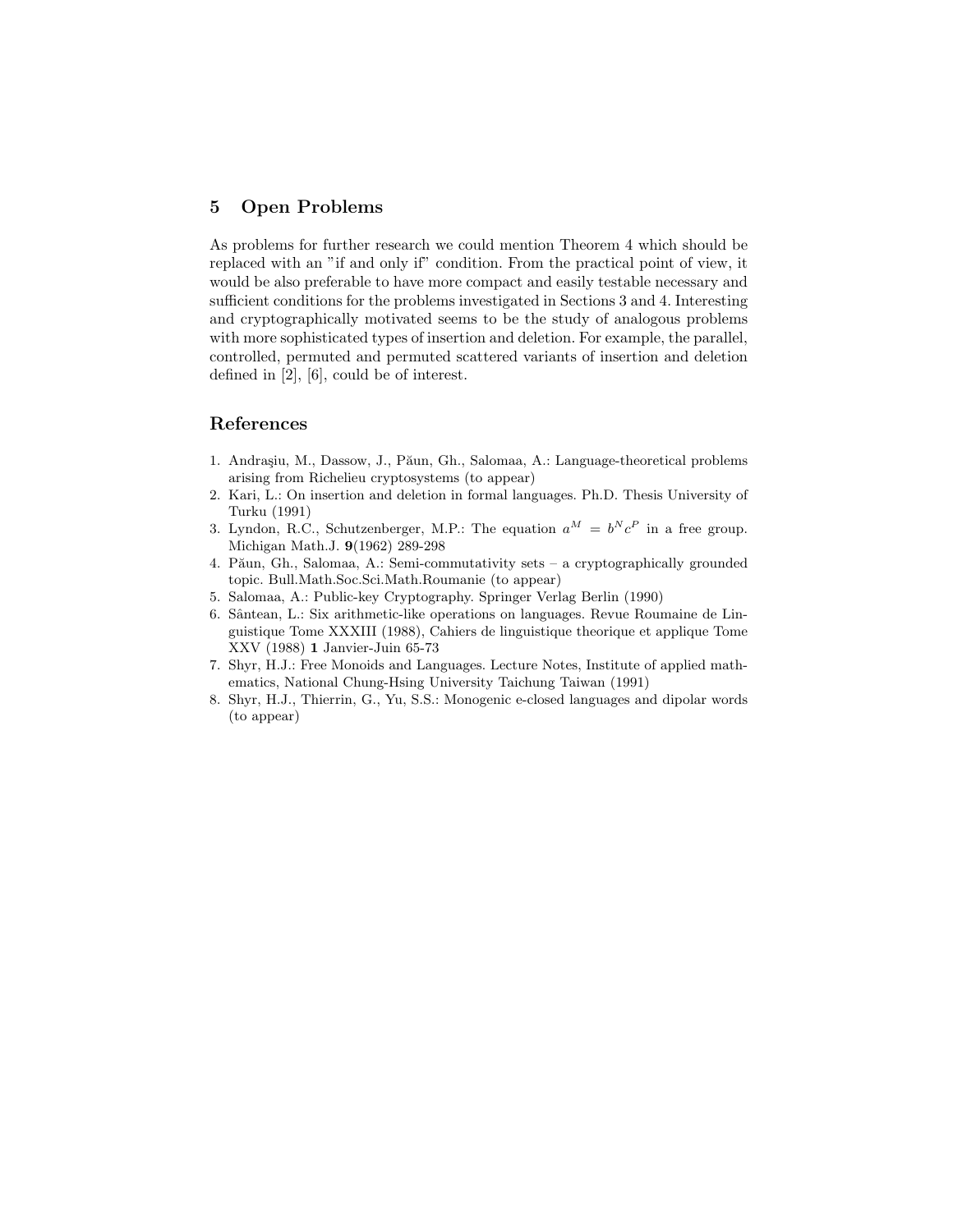## 5 Open Problems

As problems for further research we could mention Theorem 4 which should be replaced with an "if and only if" condition. From the practical point of view, it would be also preferable to have more compact and easily testable necessary and sufficient conditions for the problems investigated in Sections 3 and 4. Interesting and cryptographically motivated seems to be the study of analogous problems with more sophisticated types of insertion and deletion. For example, the parallel, controlled, permuted and permuted scattered variants of insertion and deletion defined in [2], [6], could be of interest.

## References

1. Andraşiu, M., Dassow, J., Păun, Gh., Salomaa, A.: Language-theoretical problems arising from Richelieu cryptosystems (to appear)
2. Kari, L.: On insertion and deletion in formal languages. Ph.D. Thesis University of Turku (1991)
3. Lyndon, R.C., Schutzenberger, M.P.: The equation $a^M = b^N c^P$ in a free group. Michigan Math.J. **9**(1962) 289-298
4. Păun, Gh., Salomaa, A.: Semi-commutativity sets – a cryptographically grounded topic. Bull.Math.Soc.Sci.Math.Roumanie (to appear)
5. Salomaa, A.: Public-key Cryptography. Springer Verlag Berlin (1990)
6. Sântean, L.: Six arithmetic-like operations on languages. Revue Roumaine de Linguistique Tome XXXIII (1988), Cahiers de linguistique theorique et applique Tome XXV (1988) **1** Janvier-Juin 65-73
7. Shyr, H.J.: Free Monoids and Languages. Lecture Notes, Institute of applied mathematics, National Chung-Hsing University Taichung Taiwan (1991)
8. Shyr, H.J., Thierrin, G., Yu, S.S.: Monogenic e-closed languages and dipolar words (to appear)